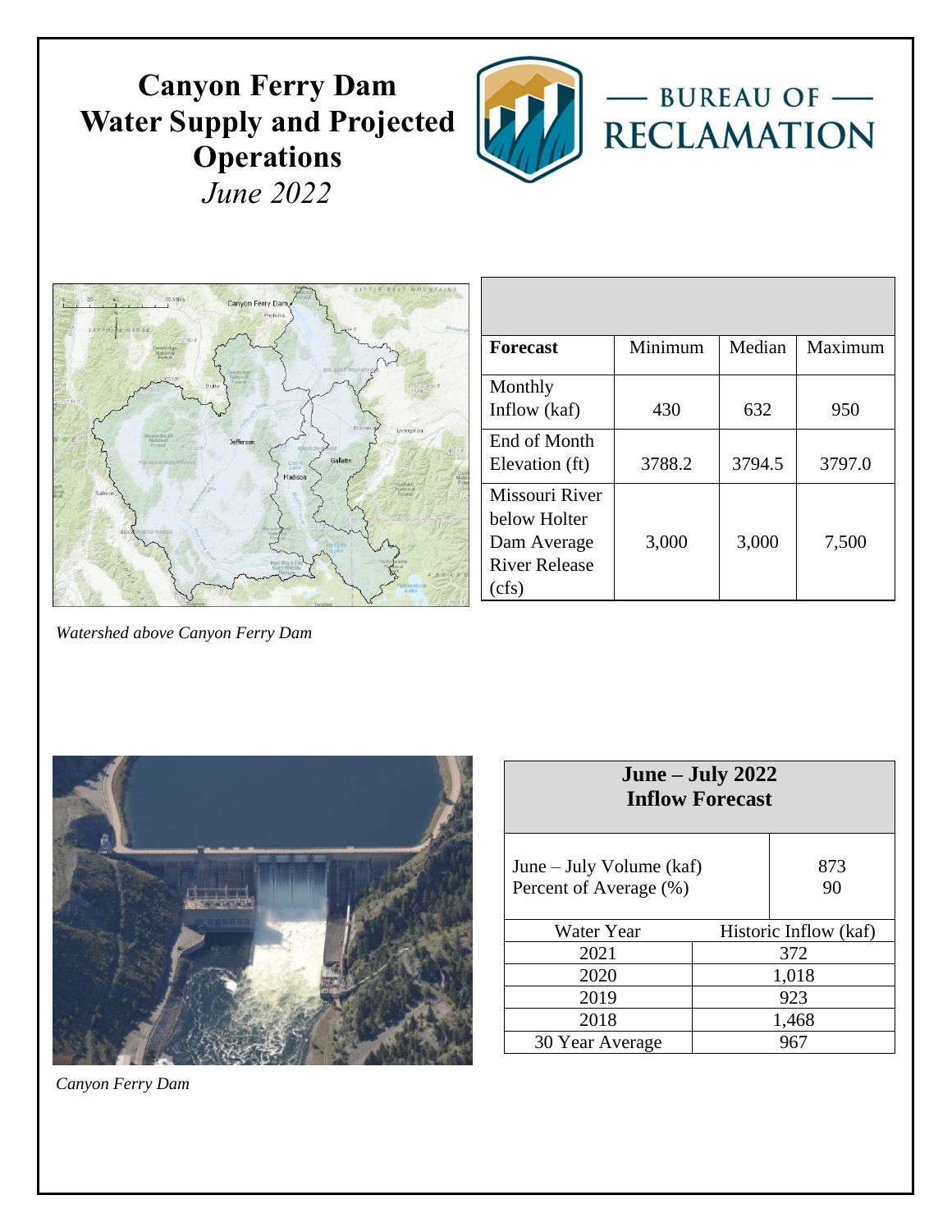# Canyon Ferry Dam Water Supply and Projected Operations

*June 2022*

BUREAU OF RECLAMATION

*Watershed above Canyon Ferry Dam*

| Forecast | Minimum | Median | Maximum |
|---|---|---|---|
| Monthly Inflow (kaf) | 430 | 632 | 950 |
| End of Month Elevation (ft) | 3788.2 | 3794.5 | 3797.0 |
| Missouri River below Holter Dam Average River Release (cfs) | 3,000 | 3,000 | 7,500 |

*Canyon Ferry Dam*

**June – July 2022 Inflow Forecast**

| June – July Volume (kaf) | 873 |
|---|---|
| Percent of Average (%) | 90 |

| Water Year | Historic Inflow (kaf) |
|---|---|
| 2021 | 372 |
| 2020 | 1,018 |
| 2019 | 923 |
| 2018 | 1,468 |
| 30 Year Average | 967 |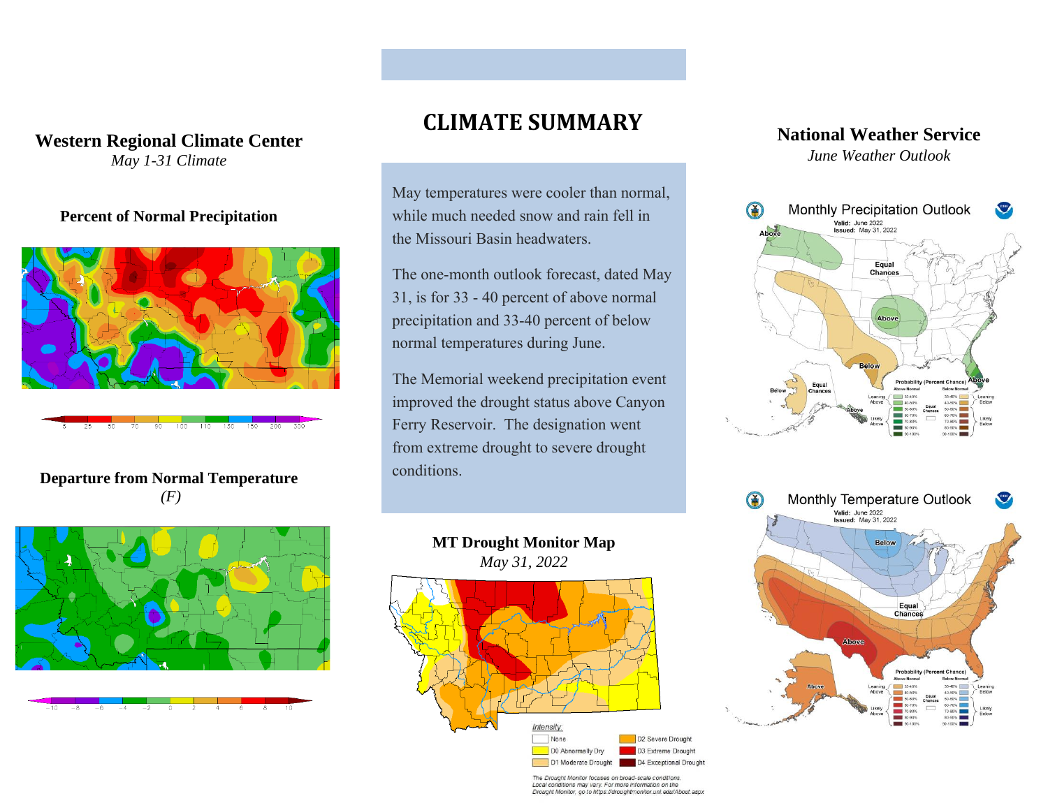# CLIMATE SUMMARY

May temperatures were cooler than normal, while much needed snow and rain fell in the Missouri Basin headwaters.

The one-month outlook forecast, dated May 31, is for 33 - 40 percent of above normal precipitation and 33-40 percent of below normal temperatures during June.

The Memorial weekend precipitation event improved the drought status above Canyon Ferry Reservoir. The designation went from extreme drought to severe drought conditions.

## Western Regional Climate Center

*May 1-31 Climate*

### Percent of Normal Precipitation

### Departure from Normal Temperature

*(F)*

## MT Drought Monitor Map

*May 31, 2022*

## National Weather Service

*June Weather Outlook*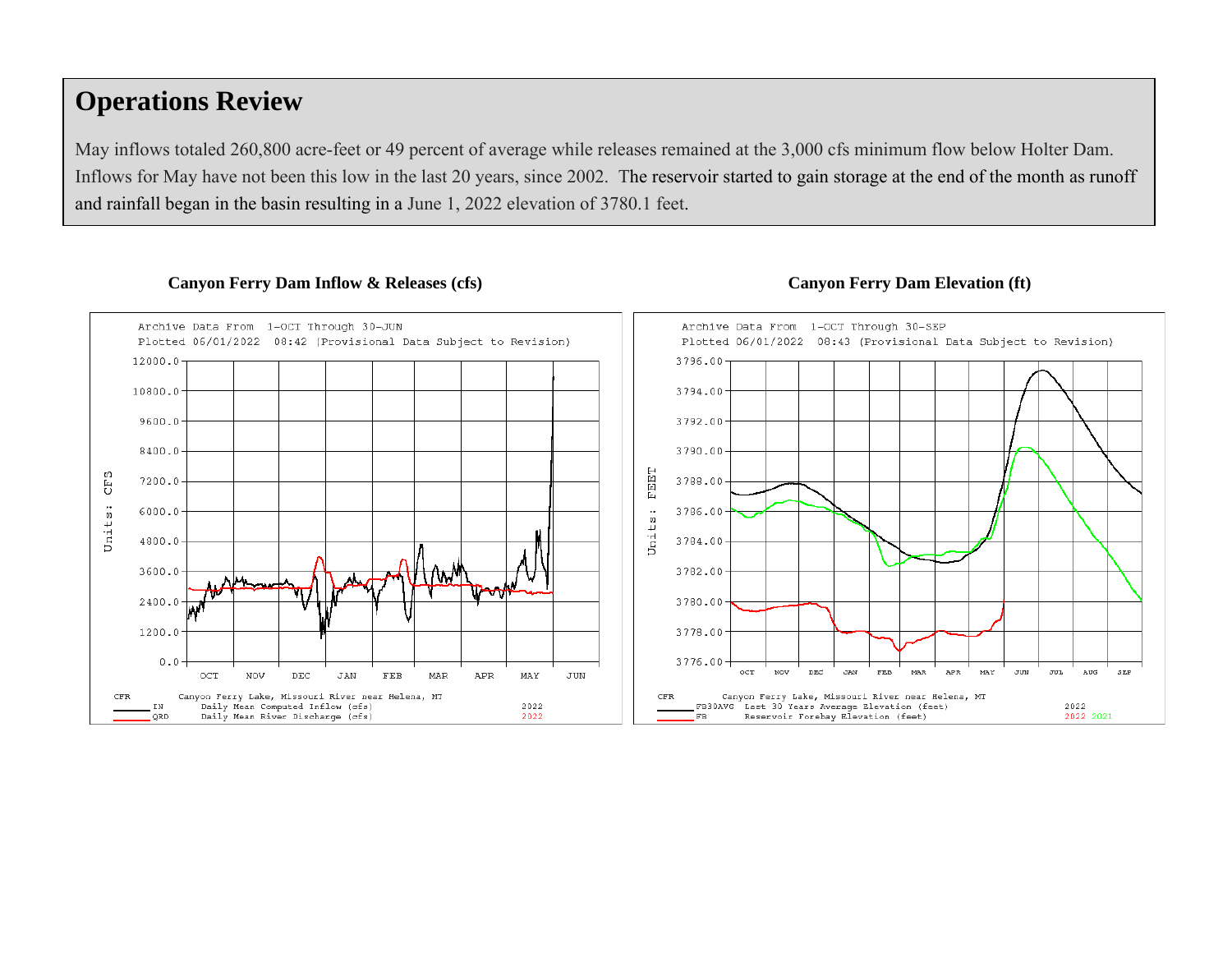## Operations Review

May inflows totaled 260,800 acre-feet or 49 percent of average while releases remained at the 3,000 cfs minimum flow below Holter Dam. Inflows for May have not been this low in the last 20 years, since 2002. The reservoir started to gain storage at the end of the month as runoff and rainfall began in the basin resulting in a June 1, 2022 elevation of 3780.1 feet.

**Canyon Ferry Dam Inflow & Releases (cfs)**

**Canyon Ferry Dam Elevation (ft)**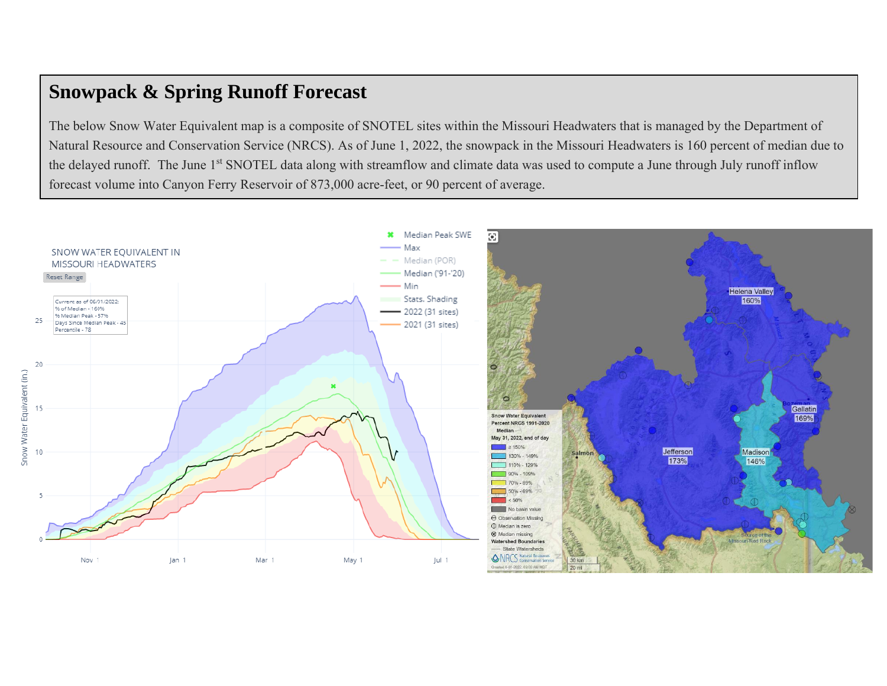## Snowpack & Spring Runoff Forecast

The below Snow Water Equivalent map is a composite of SNOTEL sites within the Missouri Headwaters that is managed by the Department of Natural Resource and Conservation Service (NRCS). As of June 1, 2022, the snowpack in the Missouri Headwaters is 160 percent of median due to the delayed runoff. The June 1st SNOTEL data along with streamflow and climate data was used to compute a June through July runoff inflow forecast volume into Canyon Ferry Reservoir of 873,000 acre-feet, or 90 percent of average.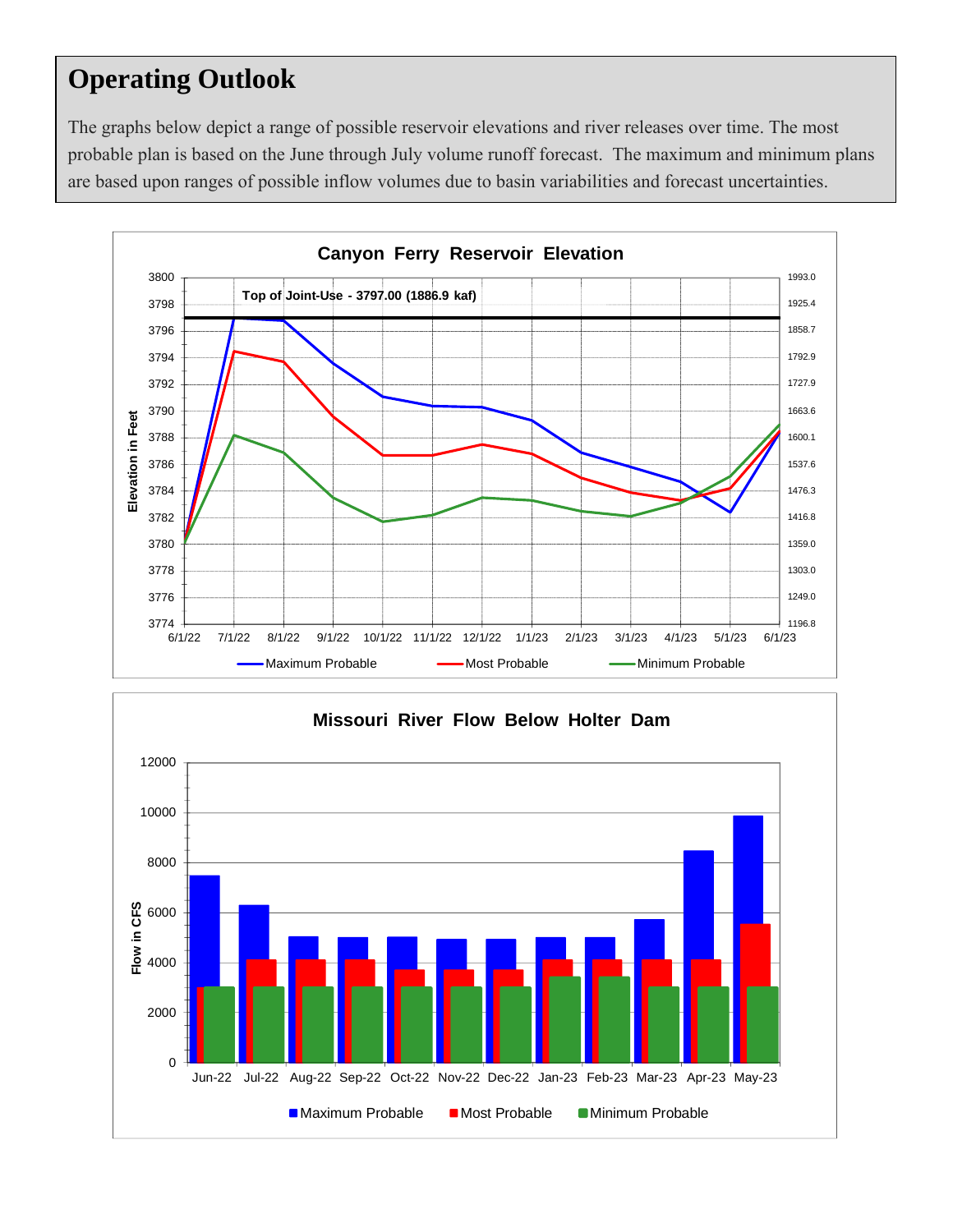# Operating Outlook

The graphs below depict a range of possible reservoir elevations and river releases over time. The most probable plan is based on the June through July volume runoff forecast. The maximum and minimum plans are based upon ranges of possible inflow volumes due to basin variabilities and forecast uncertainties.

**Canyon Ferry Reservoir Elevation**

Top of Joint-Use - 3797.00 (1886.9 kaf)

Elevation in Feet

Maximum Probable — Most Probable — Minimum Probable

**Missouri River Flow Below Holter Dam**

Flow in CFS

Maximum Probable — Most Probable — Minimum Probable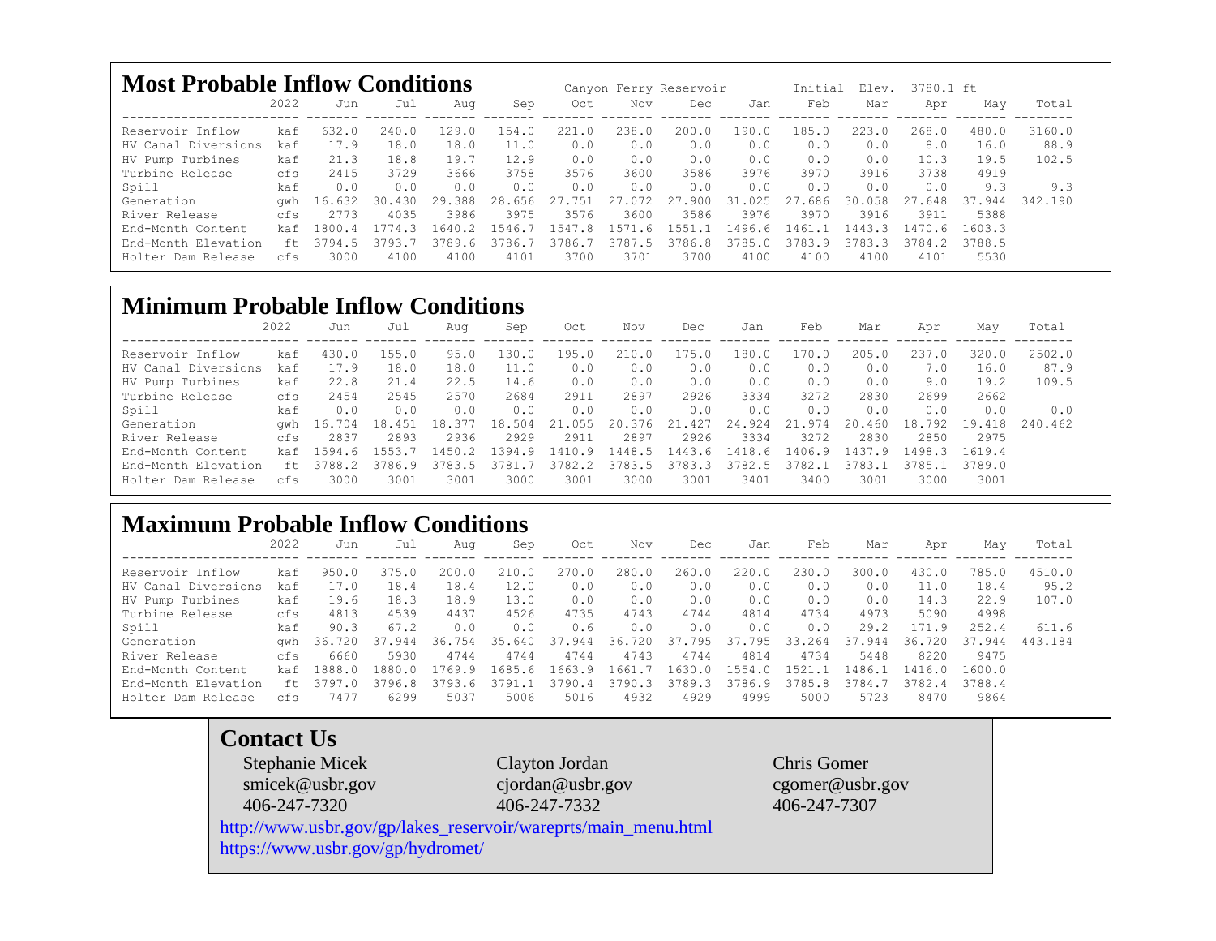## Most Probable Inflow Conditions

Canyon Ferry Reservoir Initial Elev. 3780.1 ft

| 2022 | | Jun | Jul | Aug | Sep | Oct | Nov | Dec | Jan | Feb | Mar | Apr | May | Total |
|---|---|---|---|---|---|---|---|---|---|---|---|---|---|---|
| Reservoir Inflow | kaf | 632.0 | 240.0 | 129.0 | 154.0 | 221.0 | 238.0 | 200.0 | 190.0 | 185.0 | 223.0 | 268.0 | 480.0 | 3160.0 |
| HV Canal Diversions | kaf | 17.9 | 18.0 | 18.0 | 11.0 | 0.0 | 0.0 | 0.0 | 0.0 | 0.0 | 0.0 | 8.0 | 16.0 | 88.9 |
| HV Pump Turbines | kaf | 21.3 | 18.8 | 19.7 | 12.9 | 0.0 | 0.0 | 0.0 | 0.0 | 0.0 | 0.0 | 10.3 | 19.5 | 102.5 |
| Turbine Release | cfs | 2415 | 3729 | 3666 | 3758 | 3576 | 3600 | 3586 | 3976 | 3970 | 3916 | 3738 | 4919 | |
| Spill | kaf | 0.0 | 0.0 | 0.0 | 0.0 | 0.0 | 0.0 | 0.0 | 0.0 | 0.0 | 0.0 | 0.0 | 9.3 | 9.3 |
| Generation | gwh | 16.632 | 30.430 | 29.388 | 28.656 | 27.751 | 27.072 | 27.900 | 31.025 | 27.686 | 30.058 | 27.648 | 37.944 | 342.190 |
| River Release | cfs | 2773 | 4035 | 3986 | 3975 | 3576 | 3600 | 3586 | 3976 | 3970 | 3916 | 3911 | 5388 | |
| End-Month Content | kaf | 1800.4 | 1774.3 | 1640.2 | 1546.7 | 1547.8 | 1571.6 | 1551.1 | 1496.6 | 1461.1 | 1443.3 | 1470.6 | 1603.3 | |
| End-Month Elevation | ft | 3794.5 | 3793.7 | 3789.6 | 3786.7 | 3786.7 | 3787.5 | 3786.8 | 3785.0 | 3783.9 | 3783.3 | 3784.2 | 3788.5 | |
| Holter Dam Release | cfs | 3000 | 4100 | 4100 | 4101 | 3700 | 3701 | 3700 | 4100 | 4100 | 4100 | 4101 | 5530 | |

## Minimum Probable Inflow Conditions

| 2022 | | Jun | Jul | Aug | Sep | Oct | Nov | Dec | Jan | Feb | Mar | Apr | May | Total |
|---|---|---|---|---|---|---|---|---|---|---|---|---|---|---|
| Reservoir Inflow | kaf | 430.0 | 155.0 | 95.0 | 130.0 | 195.0 | 210.0 | 175.0 | 180.0 | 170.0 | 205.0 | 237.0 | 320.0 | 2502.0 |
| HV Canal Diversions | kaf | 17.9 | 18.0 | 18.0 | 11.0 | 0.0 | 0.0 | 0.0 | 0.0 | 0.0 | 0.0 | 7.0 | 16.0 | 87.9 |
| HV Pump Turbines | kaf | 22.8 | 21.4 | 22.5 | 14.6 | 0.0 | 0.0 | 0.0 | 0.0 | 0.0 | 0.0 | 9.0 | 19.2 | 109.5 |
| Turbine Release | cfs | 2454 | 2545 | 2570 | 2684 | 2911 | 2897 | 2926 | 3334 | 3272 | 2830 | 2699 | 2662 | |
| Spill | kaf | 0.0 | 0.0 | 0.0 | 0.0 | 0.0 | 0.0 | 0.0 | 0.0 | 0.0 | 0.0 | 0.0 | 0.0 | 0.0 |
| Generation | gwh | 16.704 | 18.451 | 18.377 | 18.504 | 21.055 | 20.376 | 21.427 | 24.924 | 21.974 | 20.460 | 18.792 | 19.418 | 240.462 |
| River Release | cfs | 2837 | 2893 | 2936 | 2929 | 2911 | 2897 | 2926 | 3334 | 3272 | 2830 | 2850 | 2975 | |
| End-Month Content | kaf | 1594.6 | 1553.7 | 1450.2 | 1394.9 | 1410.9 | 1448.5 | 1443.6 | 1418.6 | 1406.9 | 1437.9 | 1498.3 | 1619.4 | |
| End-Month Elevation | ft | 3788.2 | 3786.9 | 3783.5 | 3781.7 | 3782.2 | 3783.5 | 3783.3 | 3782.5 | 3782.1 | 3783.1 | 3785.1 | 3789.0 | |
| Holter Dam Release | cfs | 3000 | 3001 | 3001 | 3000 | 3001 | 3000 | 3001 | 3401 | 3400 | 3001 | 3000 | 3001 | |

## Maximum Probable Inflow Conditions

| 2022 | | Jun | Jul | Aug | Sep | Oct | Nov | Dec | Jan | Feb | Mar | Apr | May | Total |
|---|---|---|---|---|---|---|---|---|---|---|---|---|---|---|
| Reservoir Inflow | kaf | 950.0 | 375.0 | 200.0 | 210.0 | 270.0 | 280.0 | 260.0 | 220.0 | 230.0 | 300.0 | 430.0 | 785.0 | 4510.0 |
| HV Canal Diversions | kaf | 17.0 | 18.4 | 18.4 | 12.0 | 0.0 | 0.0 | 0.0 | 0.0 | 0.0 | 0.0 | 11.0 | 18.4 | 95.2 |
| HV Pump Turbines | kaf | 19.6 | 18.3 | 18.9 | 13.0 | 0.0 | 0.0 | 0.0 | 0.0 | 0.0 | 0.0 | 14.3 | 22.9 | 107.0 |
| Turbine Release | cfs | 4813 | 4539 | 4437 | 4526 | 4735 | 4743 | 4744 | 4814 | 4734 | 4973 | 5090 | 4998 | |
| Spill | kaf | 90.3 | 67.2 | 0.0 | 0.0 | 0.6 | 0.0 | 0.0 | 0.0 | 0.0 | 29.2 | 171.9 | 252.4 | 611.6 |
| Generation | gwh | 36.720 | 37.944 | 36.754 | 35.640 | 37.944 | 36.720 | 37.795 | 37.795 | 33.264 | 37.944 | 36.720 | 37.944 | 443.184 |
| River Release | cfs | 6660 | 5930 | 4744 | 4744 | 4744 | 4743 | 4744 | 4814 | 4734 | 5448 | 8220 | 9475 | |
| End-Month Content | kaf | 1888.0 | 1880.0 | 1769.9 | 1685.6 | 1663.9 | 1661.7 | 1630.0 | 1554.0 | 1521.1 | 1486.1 | 1416.0 | 1600.0 | |
| End-Month Elevation | ft | 3797.0 | 3796.8 | 3793.6 | 3791.1 | 3790.4 | 3790.3 | 3789.3 | 3786.9 | 3785.8 | 3784.7 | 3782.4 | 3788.4 | |
| Holter Dam Release | cfs | 7477 | 6299 | 5037 | 5006 | 5016 | 4932 | 4929 | 4999 | 5000 | 5723 | 8470 | 9864 | |

## Contact Us

Stephanie Micek
smicek@usbr.gov
406-247-7320

Clayton Jordan
cjordan@usbr.gov
406-247-7332

Chris Gomer
cgomer@usbr.gov
406-247-7307

http://www.usbr.gov/gp/lakes_reservoir/wareprts/main_menu.html

https://www.usbr.gov/gp/hydromet/